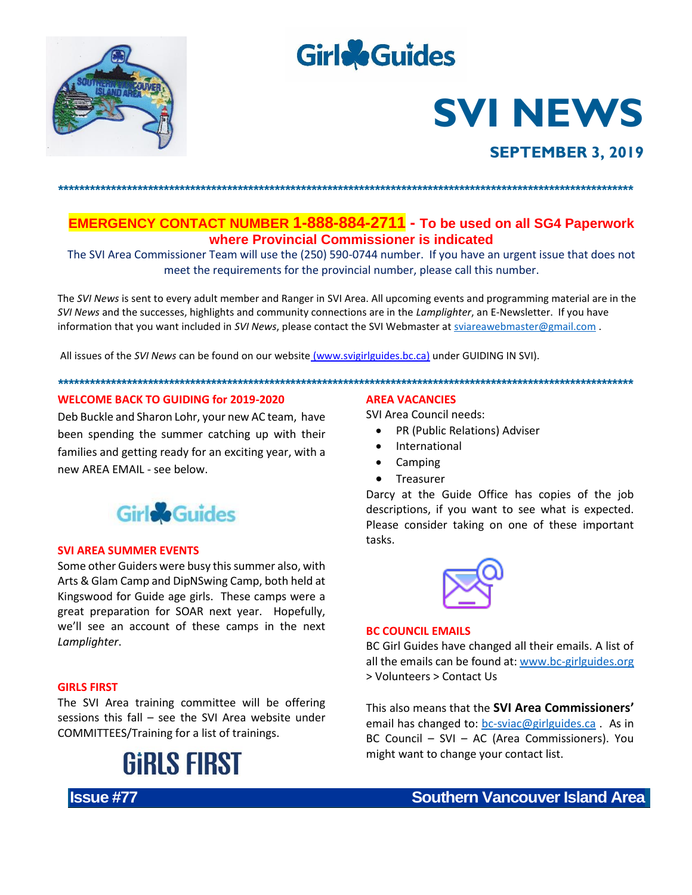# SVI NEWS

## SEPTEMBER 3, 2019

**EMERGENCY CONTACT NUMBER 1-888-884-2711 - To be used on all SG4 Paperwork where Provincial Commissioner is indicated**

The SVI Area Commissioner Team will use the (250) 590-0744 number. If you have an urgent issue that does not meet the requirements for the provincial number, please call this number.

The *SVI News* is sent to every adult member and Ranger in SVI Area. All upcoming events and programming material are in the *SVI News* and the successes, highlights and community connections are in the *Lamplighter*, an E-Newsletter. If you have information that you want included in *SVI News*, please contact the SVI Webmaster at sviareawebmaster@gmail.com .

All issues of the *SVI News* can be found on our website (www.svigirlguides.bc.ca) under GUIDING IN SVI).

### WELCOME BACK TO GUIDING for 2019-2020

Deb Buckle and Sharon Lohr, your new AC team, have been spending the summer catching up with their families and getting ready for an exciting year, with a new AREA EMAIL - see below.

### SVI AREA SUMMER EVENTS

Some other Guiders were busy this summer also, with Arts & Glam Camp and DipNSwing Camp, both held at Kingswood for Guide age girls. These camps were a great preparation for SOAR next year. Hopefully, we'll see an account of these camps in the next *Lamplighter*.

### GIRLS FIRST

The SVI Area training committee will be offering sessions this fall – see the SVI Area website under COMMITTEES/Training for a list of trainings.

### AREA VACANCIES

SVI Area Council needs:

- PR (Public Relations) Adviser
- International
- Camping
- Treasurer

Darcy at the Guide Office has copies of the job descriptions, if you want to see what is expected. Please consider taking on one of these important tasks.

### BC COUNCIL EMAILS

BC Girl Guides have changed all their emails. A list of all the emails can be found at: www.bc-girlguides.org > Volunteers > Contact Us

This also means that the **SVI Area Commissioners'** email has changed to: bc-sviac@girlguides.ca . As in BC Council – SVI – AC (Area Commissioners). You might want to change your contact list.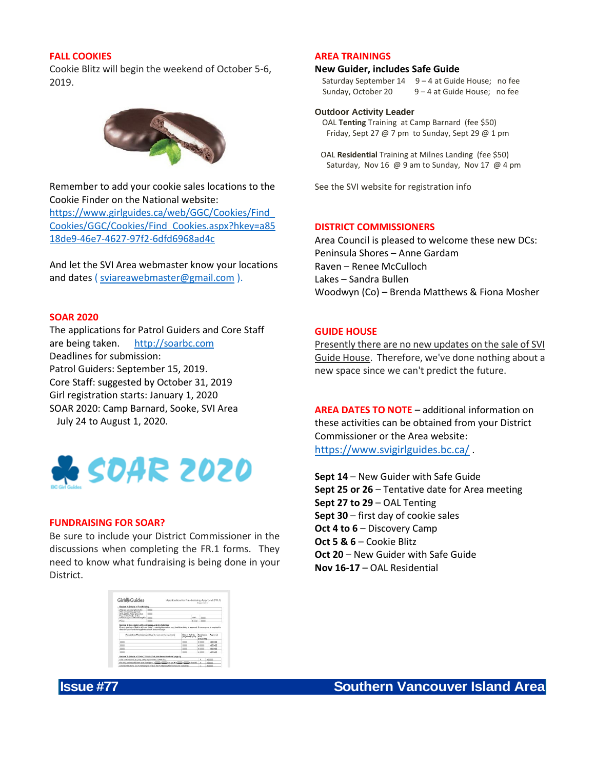## FALL COOKIES

Cookie Blitz will begin the weekend of October 5-6, 2019.

Remember to add your cookie sales locations to the Cookie Finder on the National website: https://www.girlguides.ca/web/GGC/Cookies/Find_Cookies/GGC/Cookies/Find_Cookies.aspx?hkey=a8518de9-46e7-4627-97f2-6dfd6968ad4c

And let the SVI Area webmaster know your locations and dates ( sviareawebmaster@gmail.com ).

## SOAR 2020

The applications for Patrol Guiders and Core Staff are being taken. http://soarbc.com

Deadlines for submission:
Patrol Guiders: September 15, 2019.
Core Staff: suggested by October 31, 2019
Girl registration starts: January 1, 2020
SOAR 2020: Camp Barnard, Sooke, SVI Area
July 24 to August 1, 2020.

## FUNDRAISING FOR SOAR?

Be sure to include your District Commissioner in the discussions when completing the FR.1 forms. They need to know what fundraising is being done in your District.

## AREA TRAININGS

**New Guider, includes Safe Guide**

Saturday September 14 9 – 4 at Guide House; no fee
Sunday, October 20 9 – 4 at Guide House; no fee

**Outdoor Activity Leader**

OAL **Tenting** Training at Camp Barnard (fee $50)
Friday, Sept 27 @ 7 pm to Sunday, Sept 29 @ 1 pm

OAL **Residential** Training at Milnes Landing (fee $50)
Saturday, Nov 16 @ 9 am to Sunday, Nov 17 @ 4 pm

See the SVI website for registration info

## DISTRICT COMMISSIONERS

Area Council is pleased to welcome these new DCs:
Peninsula Shores – Anne Gardam
Raven – Renee McCulloch
Lakes – Sandra Bullen
Woodwyn (Co) – Brenda Matthews & Fiona Mosher

## GUIDE HOUSE

Presently there are no new updates on the sale of SVI Guide House. Therefore, we've done nothing about a new space since we can't predict the future.

## AREA DATES TO NOTE

– additional information on these activities can be obtained from your District Commissioner or the Area website: https://www.svigirlguides.bc.ca/ .

**Sept 14** – New Guider with Safe Guide
**Sept 25 or 26** – Tentative date for Area meeting
**Sept 27 to 29** – OAL Tenting
**Sept 30** – first day of cookie sales
**Oct 4 to 6** – Discovery Camp
**Oct 5 & 6** – Cookie Blitz
**Oct 20** – New Guider with Safe Guide
**Nov 16-17** – OAL Residential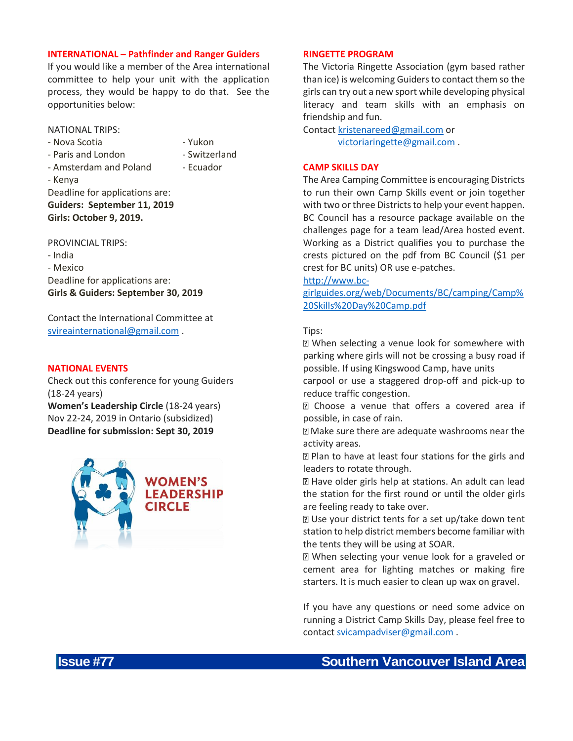## INTERNATIONAL – Pathfinder and Ranger Guiders

If you would like a member of the Area international committee to help your unit with the application process, they would be happy to do that. See the opportunities below:

NATIONAL TRIPS:

- Nova Scotia
- Paris and London
- Amsterdam and Poland
- Kenya
- Yukon
- Switzerland
- Ecuador

Deadline for applications are:
**Guiders: September 11, 2019**
**Girls: October 9, 2019.**

PROVINCIAL TRIPS:

- India
- Mexico

Deadline for applications are:
**Girls & Guiders: September 30, 2019**

Contact the International Committee at svireainternational@gmail.com .

## NATIONAL EVENTS

Check out this conference for young Guiders (18-24 years)
**Women's Leadership Circle** (18-24 years)
Nov 22-24, 2019 in Ontario (subsidized)
**Deadline for submission: Sept 30, 2019**

WOMEN'S LEADERSHIP CIRCLE

## RINGETTE PROGRAM

The Victoria Ringette Association (gym based rather than ice) is welcoming Guiders to contact them so the girls can try out a new sport while developing physical literacy and team skills with an emphasis on friendship and fun.
Contact kristenareed@gmail.com or victoriaringette@gmail.com .

## CAMP SKILLS DAY

The Area Camping Committee is encouraging Districts to run their own Camp Skills event or join together with two or three Districts to help your event happen. BC Council has a resource package available on the challenges page for a team lead/Area hosted event. Working as a District qualifies you to purchase the crests pictured on the pdf from BC Council ($1 per crest for BC units) OR use e-patches.
http://www.bc-girlguides.org/web/Documents/BC/camping/Camp%20Skills%20Day%20Camp.pdf

Tips:

- When selecting a venue look for somewhere with parking where girls will not be crossing a busy road if possible. If using Kingswood Camp, have units carpool or use a staggered drop-off and pick-up to reduce traffic congestion.
- Choose a venue that offers a covered area if possible, in case of rain.
- Make sure there are adequate washrooms near the activity areas.
- Plan to have at least four stations for the girls and leaders to rotate through.
- Have older girls help at stations. An adult can lead the station for the first round or until the older girls are feeling ready to take over.
- Use your district tents for a set up/take down tent station to help district members become familiar with the tents they will be using at SOAR.
- When selecting your venue look for a graveled or cement area for lighting matches or making fire starters. It is much easier to clean up wax on gravel.

If you have any questions or need some advice on running a District Camp Skills Day, please feel free to contact svicampadviser@gmail.com .